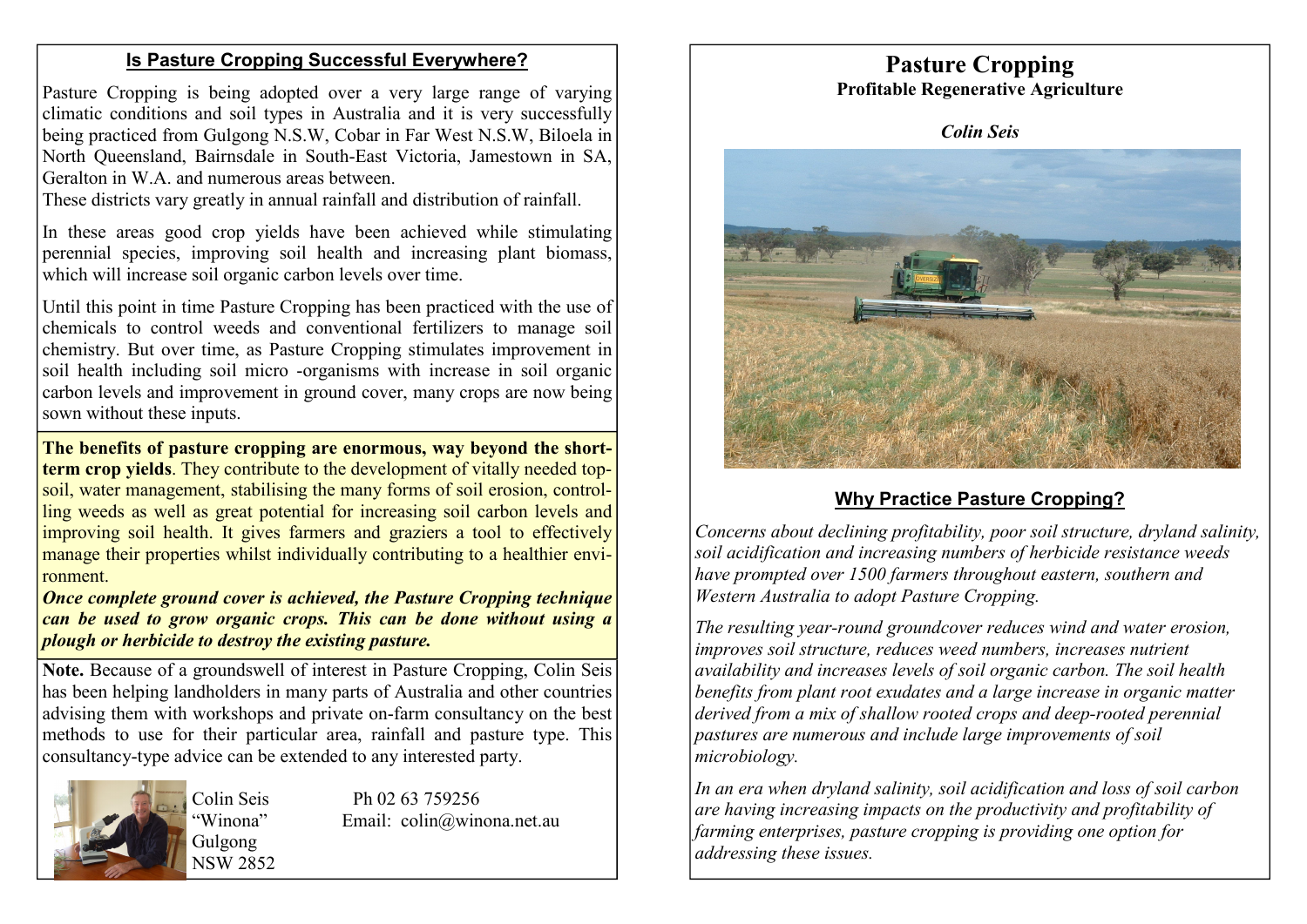## Is Pasture Cropping Successful Everywhere?

Pasture Cropping is being adopted over a very large range of varying climatic conditions and soil types in Australia and it is very successfully being practiced from Gulgong N.S.W, Cobar in Far West N.S.W, Biloela in North Queensland, Bairnsdale in South-East Victoria, Jamestown in SA, Geralton in W.A. and numerous areas between.

These districts vary greatly in annual rainfall and distribution of rainfall.

In these areas good crop yields have been achieved while stimulating perennial species, improving soil health and increasing plant biomass, which will increase soil organic carbon levels over time.

Until this point in time Pasture Cropping has been practiced with the use of chemicals to control weeds and conventional fertilizers to manage soil chemistry. But over time, as Pasture Cropping stimulates improvement in soil health including soil micro -organisms with increase in soil organic carbon levels and improvement in ground cover, many crops are now being sown without these inputs.

**The benefits of pasture cropping are enormous, way beyond the short-term crop yields**. They contribute to the development of vitally needed top-soil, water management, stabilising the many forms of soil erosion, controlling weeds as well as great potential for increasing soil carbon levels and improving soil health. It gives farmers and graziers a tool to effectively manage their properties whilst individually contributing to a healthier environment.

***Once complete ground cover is achieved, the Pasture Cropping technique can be used to grow organic crops. This can be done without using a plough or herbicide to destroy the existing pasture.***

**Note.** Because of a groundswell of interest in Pasture Cropping, Colin Seis has been helping landholders in many parts of Australia and other countries advising them with workshops and private on-farm consultancy on the best methods to use for their particular area, rainfall and pasture type. This consultancy-type advice can be extended to any interested party.

Colin Seis
"Winona"
Gulgong
NSW 2852

Ph 02 63 759256
Email: colin@winona.net.au

# Pasture Cropping

**Profitable Regenerative Agriculture**

***Colin Seis***

## Why Practice Pasture Cropping?

*Concerns about declining profitability, poor soil structure, dryland salinity, soil acidification and increasing numbers of herbicide resistance weeds have prompted over 1500 farmers throughout eastern, southern and Western Australia to adopt Pasture Cropping.*

*The resulting year-round groundcover reduces wind and water erosion, improves soil structure, reduces weed numbers, increases nutrient availability and increases levels of soil organic carbon. The soil health benefits from plant root exudates and a large increase in organic matter derived from a mix of shallow rooted crops and deep-rooted perennial pastures are numerous and include large improvements of soil microbiology.*

*In an era when dryland salinity, soil acidification and loss of soil carbon are having increasing impacts on the productivity and profitability of farming enterprises, pasture cropping is providing one option for addressing these issues.*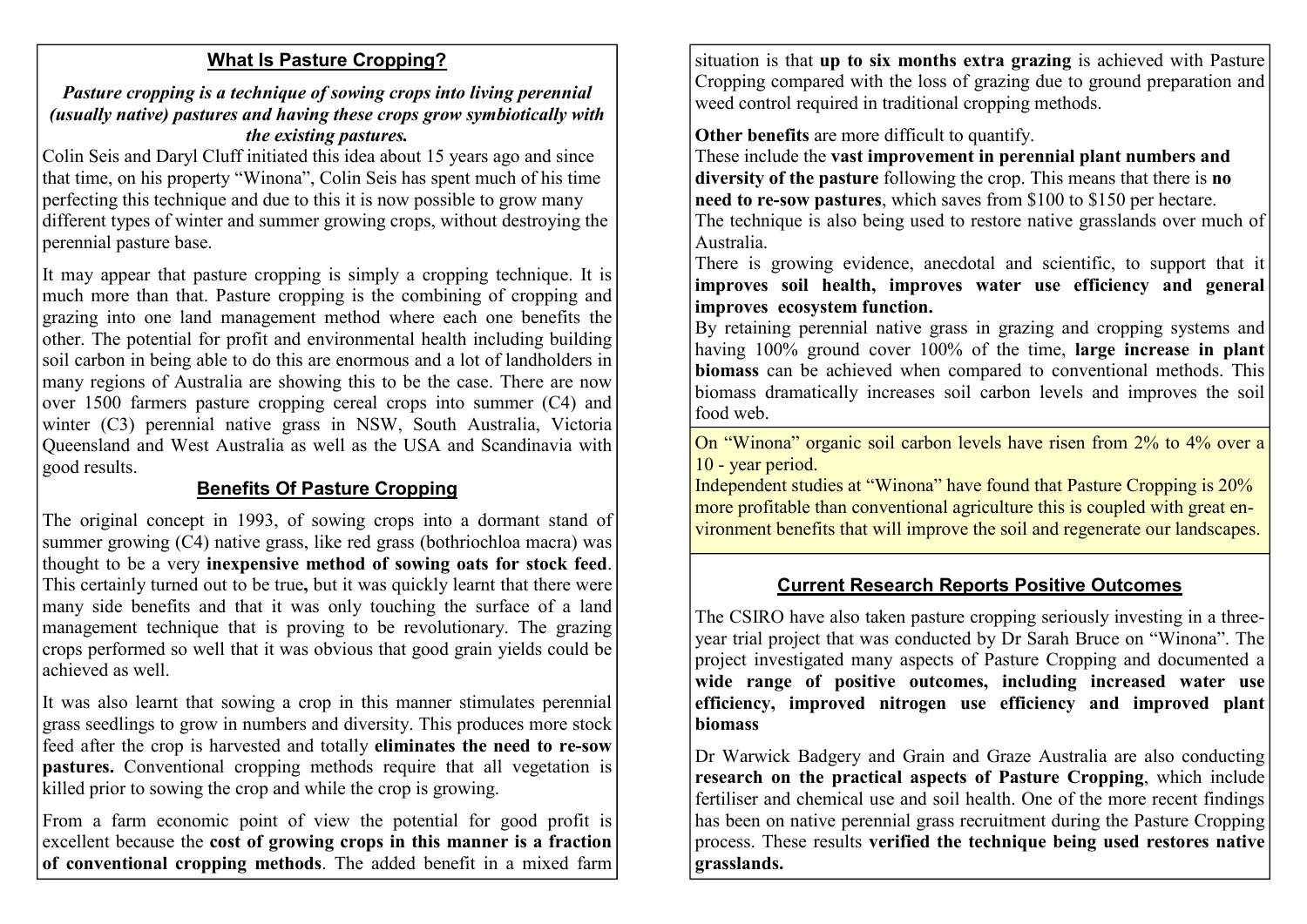## What Is Pasture Cropping?

***Pasture cropping is a technique of sowing crops into living perennial (usually native) pastures and having these crops grow symbiotically with the existing pastures.***

Colin Seis and Daryl Cluff initiated this idea about 15 years ago and since that time, on his property "Winona", Colin Seis has spent much of his time perfecting this technique and due to this it is now possible to grow many different types of winter and summer growing crops, without destroying the perennial pasture base.

It may appear that pasture cropping is simply a cropping technique. It is much more than that. Pasture cropping is the combining of cropping and grazing into one land management method where each one benefits the other. The potential for profit and environmental health including building soil carbon in being able to do this are enormous and a lot of landholders in many regions of Australia are showing this to be the case. There are now over 1500 farmers pasture cropping cereal crops into summer (C4) and winter (C3) perennial native grass in NSW, South Australia, Victoria Queensland and West Australia as well as the USA and Scandinavia with good results.

## Benefits Of Pasture Cropping

The original concept in 1993, of sowing crops into a dormant stand of summer growing (C4) native grass, like red grass (bothriochloa macra) was thought to be a very **inexpensive method of sowing oats for stock feed**. This certainly turned out to be true**,** but it was quickly learnt that there were many side benefits and that it was only touching the surface of a land management technique that is proving to be revolutionary. The grazing crops performed so well that it was obvious that good grain yields could be achieved as well.

It was also learnt that sowing a crop in this manner stimulates perennial grass seedlings to grow in numbers and diversity. This produces more stock feed after the crop is harvested and totally **eliminates the need to re-sow pastures.** Conventional cropping methods require that all vegetation is killed prior to sowing the crop and while the crop is growing.

From a farm economic point of view the potential for good profit is excellent because the **cost of growing crops in this manner is a fraction of conventional cropping methods**. The added benefit in a mixed farm situation is that **up to six months extra grazing** is achieved with Pasture Cropping compared with the loss of grazing due to ground preparation and weed control required in traditional cropping methods.

**Other benefits** are more difficult to quantify.
These include the **vast improvement in perennial plant numbers and diversity of the pasture** following the crop. This means that there is **no need to re-sow pastures**, which saves from $100 to $150 per hectare.
The technique is also being used to restore native grasslands over much of Australia.
There is growing evidence, anecdotal and scientific, to support that it **improves soil health, improves water use efficiency and general improves ecosystem function.**
By retaining perennial native grass in grazing and cropping systems and having 100% ground cover 100% of the time, **large increase in plant biomass** can be achieved when compared to conventional methods. This biomass dramatically increases soil carbon levels and improves the soil food web.

On "Winona" organic soil carbon levels have risen from 2% to 4% over a 10 - year period.
Independent studies at "Winona" have found that Pasture Cropping is 20% more profitable than conventional agriculture this is coupled with great environment benefits that will improve the soil and regenerate our landscapes.

## Current Research Reports Positive Outcomes

The CSIRO have also taken pasture cropping seriously investing in a three-year trial project that was conducted by Dr Sarah Bruce on "Winona". The project investigated many aspects of Pasture Cropping and documented a **wide range of positive outcomes, including increased water use efficiency, improved nitrogen use efficiency and improved plant biomass**

Dr Warwick Badgery and Grain and Graze Australia are also conducting **research on the practical aspects of Pasture Cropping**, which include fertiliser and chemical use and soil health. One of the more recent findings has been on native perennial grass recruitment during the Pasture Cropping process. These results **verified the technique being used restores native grasslands.**